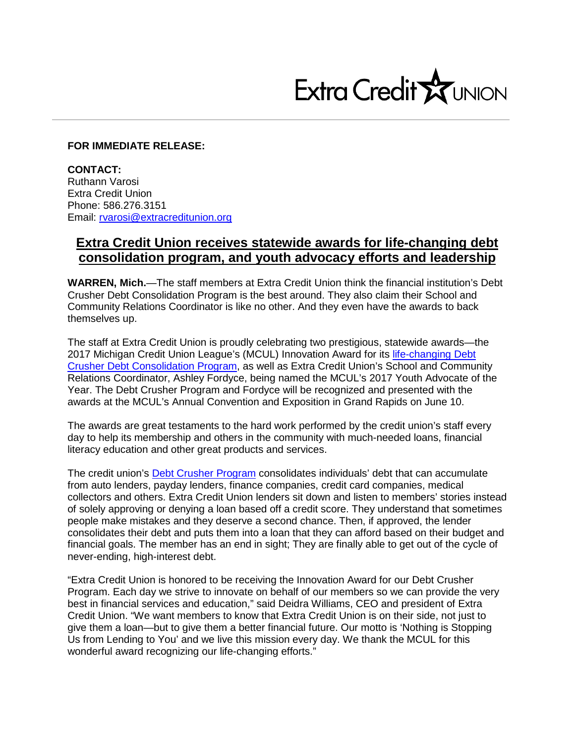Extra Credit UNION

**FOR IMMEDIATE RELEASE:**

**CONTACT:**
Ruthann Varosi
Extra Credit Union
Phone: 586.276.3151
Email: rvarosi@extracreditunion.org

## Extra Credit Union receives statewide awards for life-changing debt consolidation program, and youth advocacy efforts and leadership

**WARREN, Mich.**—The staff members at Extra Credit Union think the financial institution's Debt Crusher Debt Consolidation Program is the best around. They also claim their School and Community Relations Coordinator is like no other. And they even have the awards to back themselves up.

The staff at Extra Credit Union is proudly celebrating two prestigious, statewide awards—the 2017 Michigan Credit Union League's (MCUL) Innovation Award for its life-changing Debt Crusher Debt Consolidation Program, as well as Extra Credit Union's School and Community Relations Coordinator, Ashley Fordyce, being named the MCUL's 2017 Youth Advocate of the Year. The Debt Crusher Program and Fordyce will be recognized and presented with the awards at the MCUL's Annual Convention and Exposition in Grand Rapids on June 10.

The awards are great testaments to the hard work performed by the credit union's staff every day to help its membership and others in the community with much-needed loans, financial literacy education and other great products and services.

The credit union's Debt Crusher Program consolidates individuals' debt that can accumulate from auto lenders, payday lenders, finance companies, credit card companies, medical collectors and others. Extra Credit Union lenders sit down and listen to members' stories instead of solely approving or denying a loan based off a credit score. They understand that sometimes people make mistakes and they deserve a second chance. Then, if approved, the lender consolidates their debt and puts them into a loan that they can afford based on their budget and financial goals. The member has an end in sight; They are finally able to get out of the cycle of never-ending, high-interest debt.

"Extra Credit Union is honored to be receiving the Innovation Award for our Debt Crusher Program. Each day we strive to innovate on behalf of our members so we can provide the very best in financial services and education," said Deidra Williams, CEO and president of Extra Credit Union. "We want members to know that Extra Credit Union is on their side, not just to give them a loan—but to give them a better financial future. Our motto is 'Nothing is Stopping Us from Lending to You' and we live this mission every day. We thank the MCUL for this wonderful award recognizing our life-changing efforts."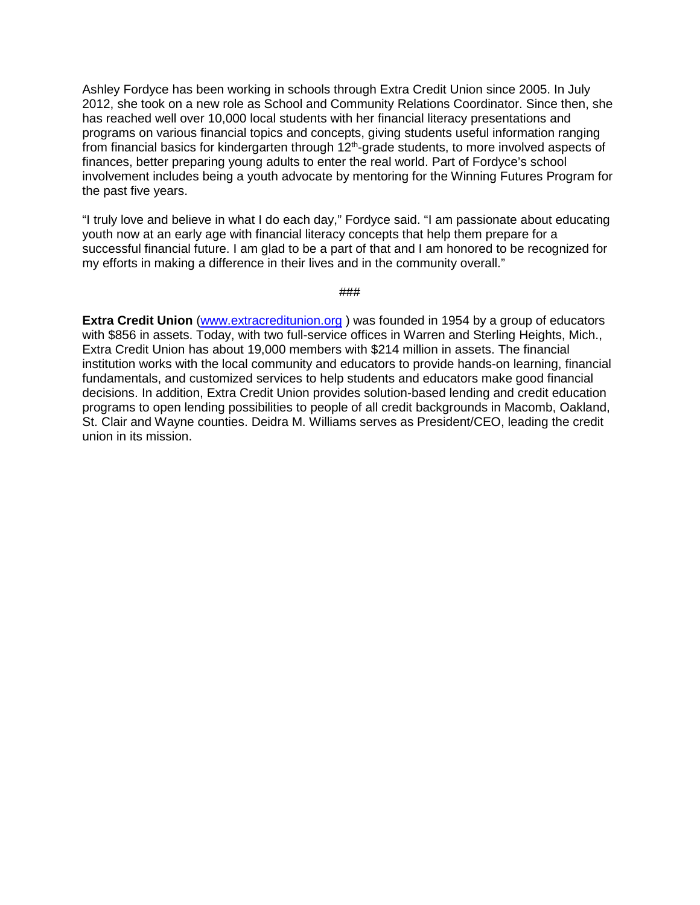Ashley Fordyce has been working in schools through Extra Credit Union since 2005. In July 2012, she took on a new role as School and Community Relations Coordinator. Since then, she has reached well over 10,000 local students with her financial literacy presentations and programs on various financial topics and concepts, giving students useful information ranging from financial basics for kindergarten through 12th-grade students, to more involved aspects of finances, better preparing young adults to enter the real world. Part of Fordyce's school involvement includes being a youth advocate by mentoring for the Winning Futures Program for the past five years.

"I truly love and believe in what I do each day," Fordyce said. "I am passionate about educating youth now at an early age with financial literacy concepts that help them prepare for a successful financial future. I am glad to be a part of that and I am honored to be recognized for my efforts in making a difference in their lives and in the community overall."

###

**Extra Credit Union** (www.extracreditunion.org ) was founded in 1954 by a group of educators with $856 in assets. Today, with two full-service offices in Warren and Sterling Heights, Mich., Extra Credit Union has about 19,000 members with $214 million in assets. The financial institution works with the local community and educators to provide hands-on learning, financial fundamentals, and customized services to help students and educators make good financial decisions. In addition, Extra Credit Union provides solution-based lending and credit education programs to open lending possibilities to people of all credit backgrounds in Macomb, Oakland, St. Clair and Wayne counties. Deidra M. Williams serves as President/CEO, leading the credit union in its mission.